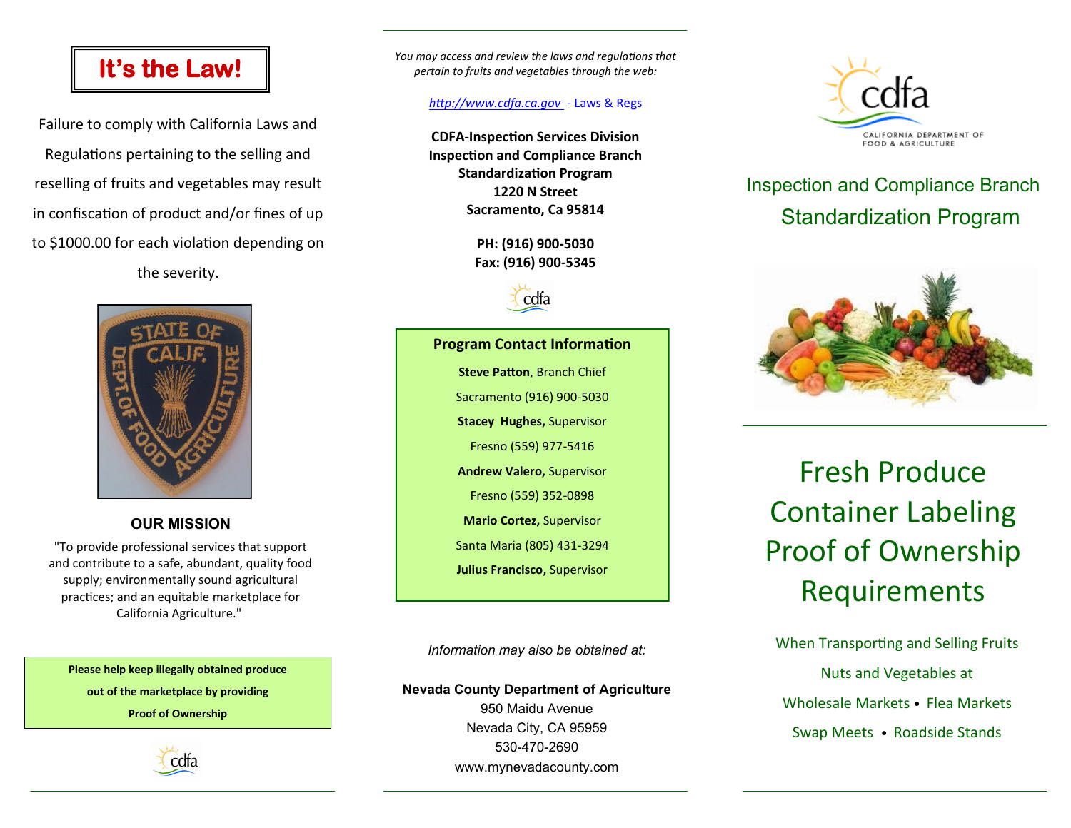# It's the Law!

Failure to comply with California Laws and Regulations pertaining to the selling and reselling of fruits and vegetables may result in confiscation of product and/or fines of up to $1000.00 for each violation depending on the severity.

### OUR MISSION

"To provide professional services that support and contribute to a safe, abundant, quality food supply; environmentally sound agricultural practices; and an equitable marketplace for California Agriculture."

**Please help keep illegally obtained produce out of the marketplace by providing Proof of Ownership**

*You may access and review the laws and regulations that pertain to fruits and vegetables through the web:*

*http://www.cdfa.ca.gov* - Laws & Regs

**CDFA-Inspection Services Division**
**Inspection and Compliance Branch**
**Standardization Program**
**1220 N Street**
**Sacramento, Ca 95814**

**PH: (916) 900-5030**
**Fax: (916) 900-5345**

### Program Contact Information

**Steve Patton**, Branch Chief
Sacramento (916) 900-5030

**Stacey Hughes,** Supervisor
Fresno (559) 977-5416

**Andrew Valero,** Supervisor
Fresno (559) 352-0898

**Mario Cortez,** Supervisor
Santa Maria (805) 431-3294

**Julius Francisco,** Supervisor

*Information may also be obtained at:*

**Nevada County Department of Agriculture**
950 Maidu Avenue
Nevada City, CA 95959
530-470-2690
www.mynevadacounty.com

cdfa
CALIFORNIA DEPARTMENT OF FOOD & AGRICULTURE

## Inspection and Compliance Branch
## Standardization Program

# Fresh Produce Container Labeling Proof of Ownership Requirements

When Transporting and Selling Fruits Nuts and Vegetables at

Wholesale Markets • Flea Markets

Swap Meets • Roadside Stands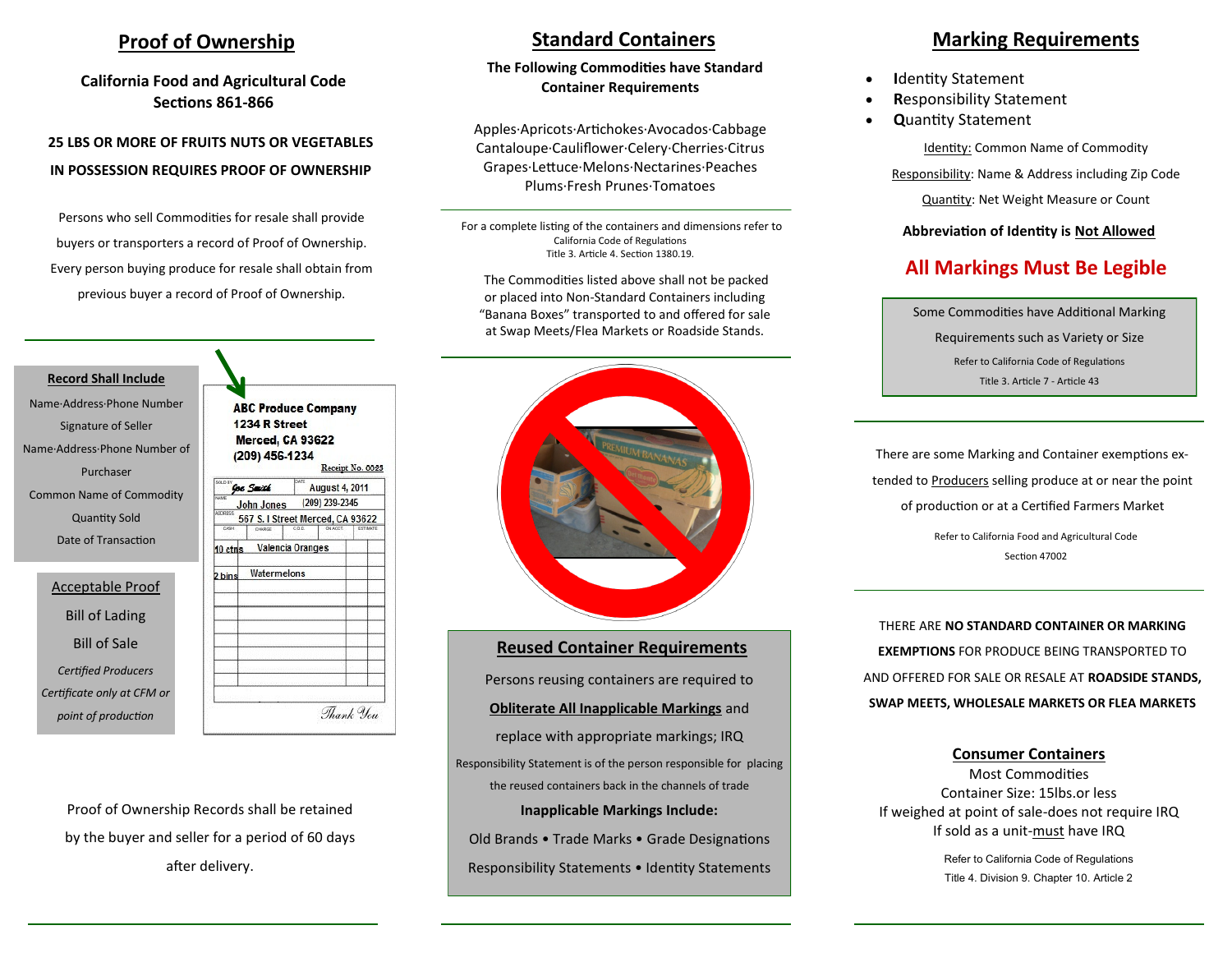## Proof of Ownership

**California Food and Agricultural Code Sections 861-866**

**25 LBS OR MORE OF FRUITS NUTS OR VEGETABLES IN POSSESSION REQUIRES PROOF OF OWNERSHIP**

Persons who sell Commodities for resale shall provide buyers or transporters a record of Proof of Ownership. Every person buying produce for resale shall obtain from previous buyer a record of Proof of Ownership.

**Record Shall Include**

Name·Address·Phone Number

Signature of Seller

Name·Address·Phone Number of Purchaser

Common Name of Commodity

Quantity Sold

Date of Transaction

ABC Produce Company
1234 R Street
Merced, CA 93622
(209) 456-1234

Receipt No. 0083

| | |
|---|---|
| SOLD BY Joe Smith | DATE August 4, 2011 |
| NAME John Jones | (209) 239-2345 |
| ADDRESS 567 S. I Street Merced, CA 93622 | |

CASH · CHARGE · C.O.D. · ON ACCT. · ESTIMATE

| | |
|---|---|
| 10 ctns | Valencia Oranges |
| 2 bins | Watermelons |

Thank You

**Acceptable Proof**

Bill of Lading

Bill of Sale

*Certified Producers Certificate only at CFM or point of production*

Proof of Ownership Records shall be retained by the buyer and seller for a period of 60 days after delivery.

## Standard Containers

**The Following Commodities have Standard Container Requirements**

Apples·Apricots·Artichokes·Avocados·Cabbage Cantaloupe·Cauliflower·Celery·Cherries·Citrus Grapes·Lettuce·Melons·Nectarines·Peaches Plums·Fresh Prunes·Tomatoes

For a complete listing of the containers and dimensions refer to California Code of Regulations Title 3. Article 4. Section 1380.19.

The Commodities listed above shall not be packed or placed into Non-Standard Containers including "Banana Boxes" transported to and offered for sale at Swap Meets/Flea Markets or Roadside Stands.

### Reused Container Requirements

Persons reusing containers are required to **Obliterate All Inapplicable Markings** and replace with appropriate markings; IRQ

Responsibility Statement is of the person responsible for placing the reused containers back in the channels of trade

**Inapplicable Markings Include:**

Old Brands • Trade Marks • Grade Designations

Responsibility Statements • Identity Statements

## Marking Requirements

- **I**dentity Statement
- **R**esponsibility Statement
- **Q**uantity Statement

Identity: Common Name of Commodity

Responsibility: Name & Address including Zip Code

Quantity: Net Weight Measure or Count

**Abbreviation of Identity is Not Allowed**

**All Markings Must Be Legible**

Some Commodities have Additional Marking Requirements such as Variety or Size

Refer to California Code of Regulations Title 3. Article 7 - Article 43

There are some Marking and Container exemptions extended to Producers selling produce at or near the point of production or at a Certified Farmers Market

Refer to California Food and Agricultural Code Section 47002

THERE ARE **NO STANDARD CONTAINER OR MARKING EXEMPTIONS** FOR PRODUCE BEING TRANSPORTED TO AND OFFERED FOR SALE OR RESALE AT **ROADSIDE STANDS, SWAP MEETS, WHOLESALE MARKETS OR FLEA MARKETS**

### Consumer Containers

Most Commodities

Container Size: 15lbs.or less

If weighed at point of sale-does not require IRQ

If sold as a unit-must have IRQ

Refer to California Code of Regulations Title 4. Division 9. Chapter 10. Article 2